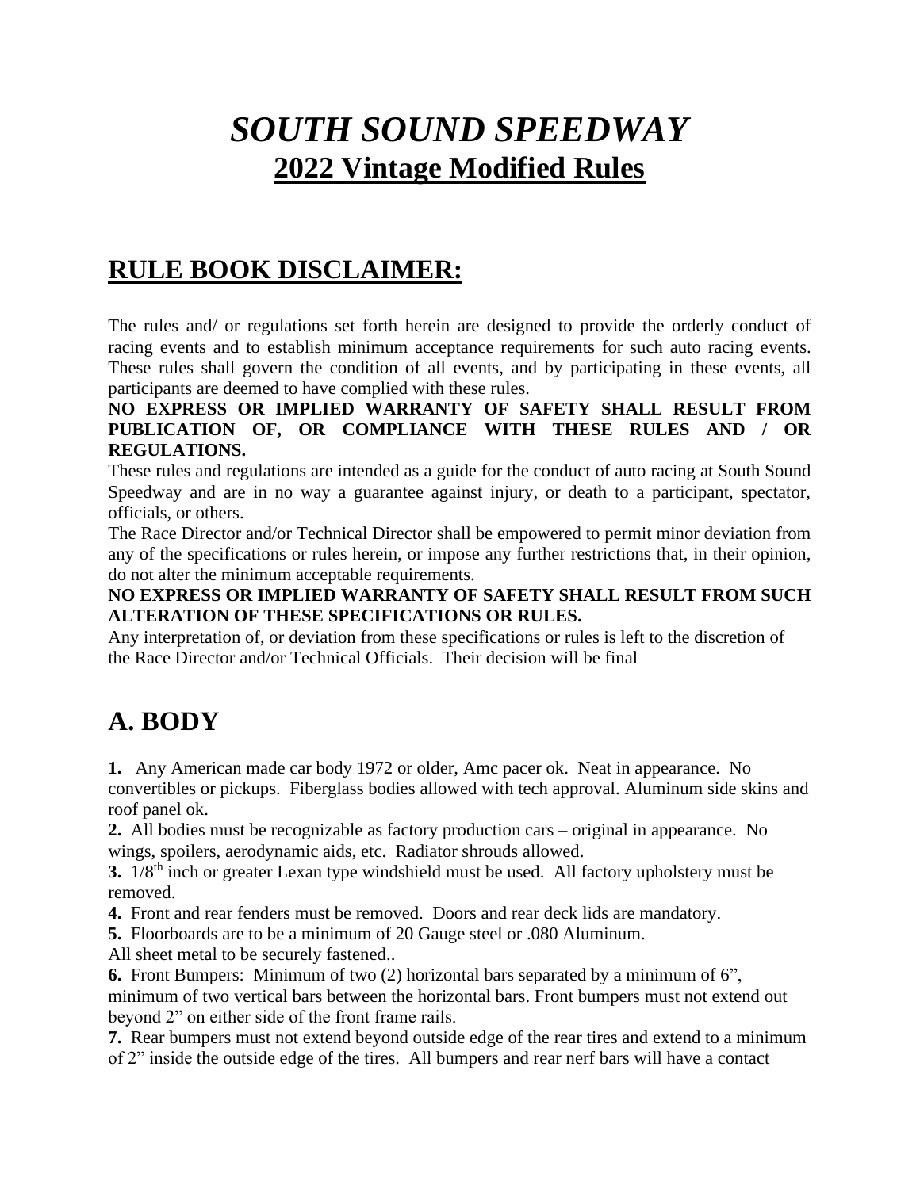# *SOUTH SOUND SPEEDWAY*

## 2022 Vintage Modified Rules

## RULE BOOK DISCLAIMER:

The rules and/ or regulations set forth herein are designed to provide the orderly conduct of racing events and to establish minimum acceptance requirements for such auto racing events. These rules shall govern the condition of all events, and by participating in these events, all participants are deemed to have complied with these rules.

**NO EXPRESS OR IMPLIED WARRANTY OF SAFETY SHALL RESULT FROM PUBLICATION OF, OR COMPLIANCE WITH THESE RULES AND / OR REGULATIONS.**

These rules and regulations are intended as a guide for the conduct of auto racing at South Sound Speedway and are in no way a guarantee against injury, or death to a participant, spectator, officials, or others.

The Race Director and/or Technical Director shall be empowered to permit minor deviation from any of the specifications or rules herein, or impose any further restrictions that, in their opinion, do not alter the minimum acceptable requirements.

**NO EXPRESS OR IMPLIED WARRANTY OF SAFETY SHALL RESULT FROM SUCH ALTERATION OF THESE SPECIFICATIONS OR RULES.**

Any interpretation of, or deviation from these specifications or rules is left to the discretion of the Race Director and/or Technical Officials. Their decision will be final

# A. BODY

**1.** Any American made car body 1972 or older, Amc pacer ok. Neat in appearance. No convertibles or pickups. Fiberglass bodies allowed with tech approval. Aluminum side skins and roof panel ok.

**2.** All bodies must be recognizable as factory production cars – original in appearance. No wings, spoilers, aerodynamic aids, etc. Radiator shrouds allowed.

**3.** 1/8th inch or greater Lexan type windshield must be used. All factory upholstery must be removed.

**4.** Front and rear fenders must be removed. Doors and rear deck lids are mandatory.

**5.** Floorboards are to be a minimum of 20 Gauge steel or .080 Aluminum.
All sheet metal to be securely fastened..

**6.** Front Bumpers: Minimum of two (2) horizontal bars separated by a minimum of 6", minimum of two vertical bars between the horizontal bars. Front bumpers must not extend out beyond 2" on either side of the front frame rails.

**7.** Rear bumpers must not extend beyond outside edge of the rear tires and extend to a minimum of 2" inside the outside edge of the tires. All bumpers and rear nerf bars will have a contact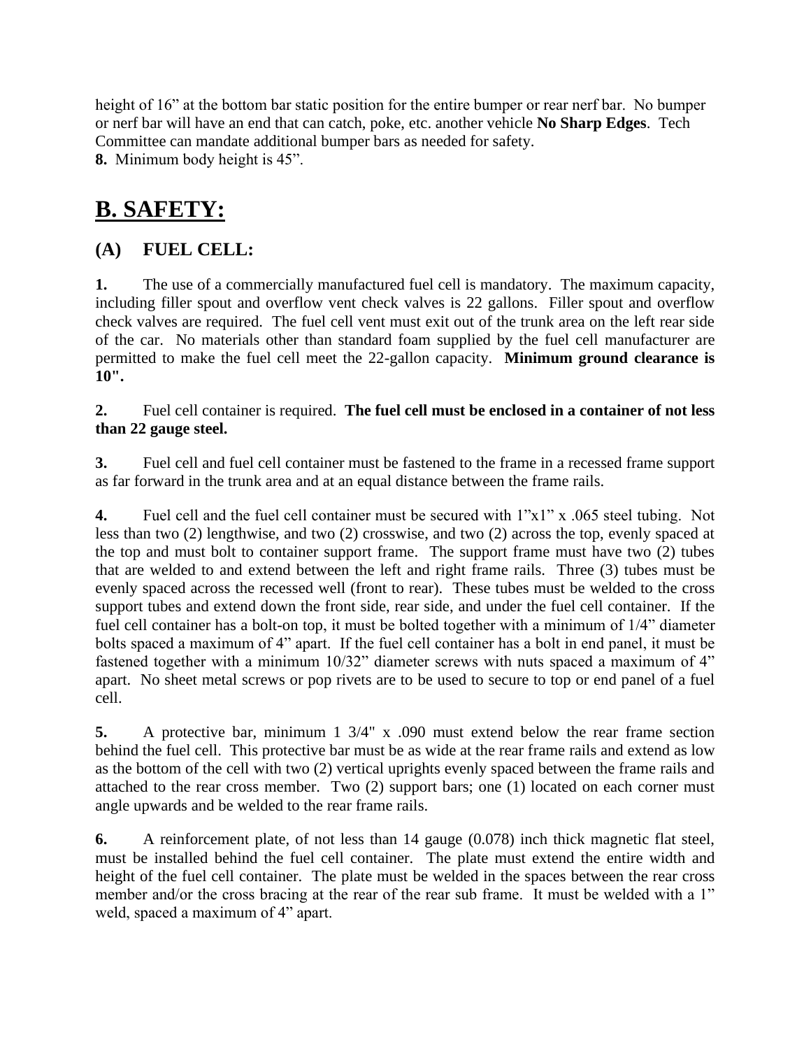height of 16" at the bottom bar static position for the entire bumper or rear nerf bar. No bumper or nerf bar will have an end that can catch, poke, etc. another vehicle **No Sharp Edges**. Tech Committee can mandate additional bumper bars as needed for safety.

**8.** Minimum body height is 45".

# B. SAFETY:

## (A) FUEL CELL:

**1.** The use of a commercially manufactured fuel cell is mandatory. The maximum capacity, including filler spout and overflow vent check valves is 22 gallons. Filler spout and overflow check valves are required. The fuel cell vent must exit out of the trunk area on the left rear side of the car. No materials other than standard foam supplied by the fuel cell manufacturer are permitted to make the fuel cell meet the 22-gallon capacity. **Minimum ground clearance is 10".**

**2.** Fuel cell container is required. **The fuel cell must be enclosed in a container of not less than 22 gauge steel.**

**3.** Fuel cell and fuel cell container must be fastened to the frame in a recessed frame support as far forward in the trunk area and at an equal distance between the frame rails.

**4.** Fuel cell and the fuel cell container must be secured with 1"x1" x .065 steel tubing. Not less than two (2) lengthwise, and two (2) crosswise, and two (2) across the top, evenly spaced at the top and must bolt to container support frame. The support frame must have two (2) tubes that are welded to and extend between the left and right frame rails. Three (3) tubes must be evenly spaced across the recessed well (front to rear). These tubes must be welded to the cross support tubes and extend down the front side, rear side, and under the fuel cell container. If the fuel cell container has a bolt-on top, it must be bolted together with a minimum of 1/4" diameter bolts spaced a maximum of 4" apart. If the fuel cell container has a bolt in end panel, it must be fastened together with a minimum 10/32" diameter screws with nuts spaced a maximum of 4" apart. No sheet metal screws or pop rivets are to be used to secure to top or end panel of a fuel cell.

**5.** A protective bar, minimum 1 3/4" x .090 must extend below the rear frame section behind the fuel cell. This protective bar must be as wide at the rear frame rails and extend as low as the bottom of the cell with two (2) vertical uprights evenly spaced between the frame rails and attached to the rear cross member. Two (2) support bars; one (1) located on each corner must angle upwards and be welded to the rear frame rails.

**6.** A reinforcement plate, of not less than 14 gauge (0.078) inch thick magnetic flat steel, must be installed behind the fuel cell container. The plate must extend the entire width and height of the fuel cell container. The plate must be welded in the spaces between the rear cross member and/or the cross bracing at the rear of the rear sub frame. It must be welded with a 1" weld, spaced a maximum of 4" apart.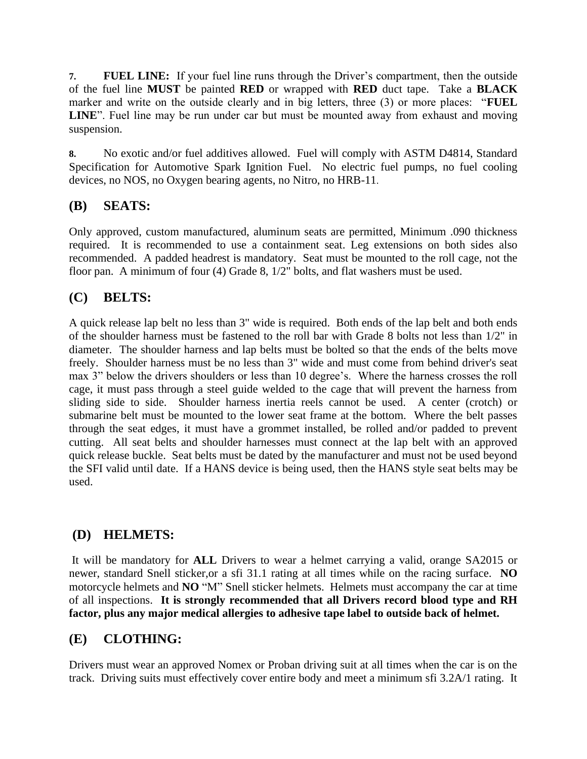**7. FUEL LINE:** If your fuel line runs through the Driver's compartment, then the outside of the fuel line **MUST** be painted **RED** or wrapped with **RED** duct tape. Take a **BLACK** marker and write on the outside clearly and in big letters, three (3) or more places: "**FUEL LINE**". Fuel line may be run under car but must be mounted away from exhaust and moving suspension.

**8.** No exotic and/or fuel additives allowed. Fuel will comply with ASTM D4814, Standard Specification for Automotive Spark Ignition Fuel. No electric fuel pumps, no fuel cooling devices, no NOS, no Oxygen bearing agents, no Nitro, no HRB-11.

## (B) SEATS:

Only approved, custom manufactured, aluminum seats are permitted, Minimum .090 thickness required. It is recommended to use a containment seat. Leg extensions on both sides also recommended. A padded headrest is mandatory. Seat must be mounted to the roll cage, not the floor pan. A minimum of four (4) Grade 8, 1/2" bolts, and flat washers must be used.

## (C) BELTS:

A quick release lap belt no less than 3" wide is required. Both ends of the lap belt and both ends of the shoulder harness must be fastened to the roll bar with Grade 8 bolts not less than 1/2" in diameter. The shoulder harness and lap belts must be bolted so that the ends of the belts move freely. Shoulder harness must be no less than 3" wide and must come from behind driver's seat max 3" below the drivers shoulders or less than 10 degree's. Where the harness crosses the roll cage, it must pass through a steel guide welded to the cage that will prevent the harness from sliding side to side. Shoulder harness inertia reels cannot be used. A center (crotch) or submarine belt must be mounted to the lower seat frame at the bottom. Where the belt passes through the seat edges, it must have a grommet installed, be rolled and/or padded to prevent cutting. All seat belts and shoulder harnesses must connect at the lap belt with an approved quick release buckle. Seat belts must be dated by the manufacturer and must not be used beyond the SFI valid until date. If a HANS device is being used, then the HANS style seat belts may be used.

## (D) HELMETS:

It will be mandatory for **ALL** Drivers to wear a helmet carrying a valid, orange SA2015 or newer, standard Snell sticker,or a sfi 31.1 rating at all times while on the racing surface. **NO** motorcycle helmets and **NO** "M" Snell sticker helmets. Helmets must accompany the car at time of all inspections. **It is strongly recommended that all Drivers record blood type and RH factor, plus any major medical allergies to adhesive tape label to outside back of helmet.**

## (E) CLOTHING:

Drivers must wear an approved Nomex or Proban driving suit at all times when the car is on the track. Driving suits must effectively cover entire body and meet a minimum sfi 3.2A/1 rating. It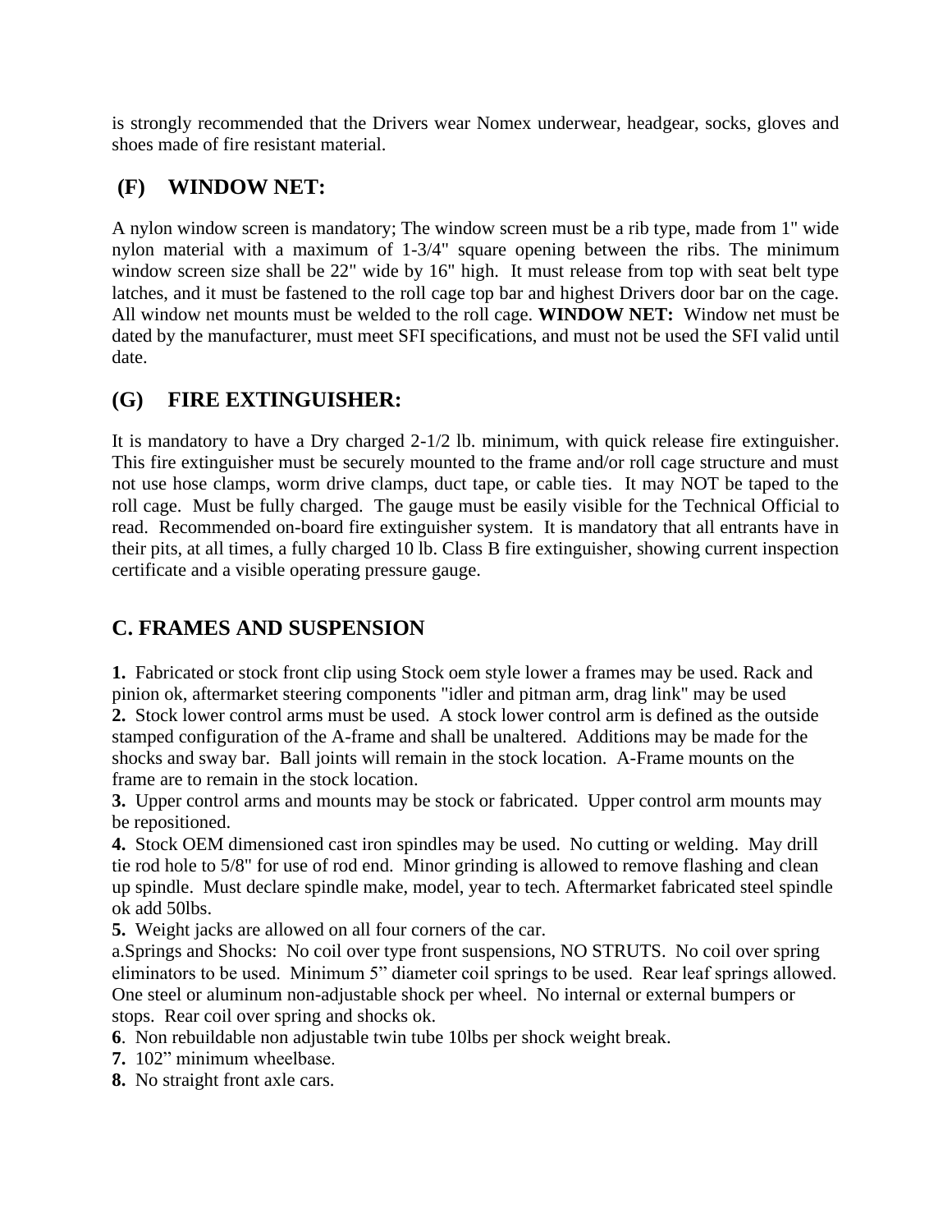is strongly recommended that the Drivers wear Nomex underwear, headgear, socks, gloves and shoes made of fire resistant material.

### (F) WINDOW NET:

A nylon window screen is mandatory; The window screen must be a rib type, made from 1" wide nylon material with a maximum of 1-3/4" square opening between the ribs. The minimum window screen size shall be 22" wide by 16" high. It must release from top with seat belt type latches, and it must be fastened to the roll cage top bar and highest Drivers door bar on the cage. All window net mounts must be welded to the roll cage. **WINDOW NET:** Window net must be dated by the manufacturer, must meet SFI specifications, and must not be used the SFI valid until date.

### (G) FIRE EXTINGUISHER:

It is mandatory to have a Dry charged 2-1/2 lb. minimum, with quick release fire extinguisher. This fire extinguisher must be securely mounted to the frame and/or roll cage structure and must not use hose clamps, worm drive clamps, duct tape, or cable ties. It may NOT be taped to the roll cage. Must be fully charged. The gauge must be easily visible for the Technical Official to read. Recommended on-board fire extinguisher system. It is mandatory that all entrants have in their pits, at all times, a fully charged 10 lb. Class B fire extinguisher, showing current inspection certificate and a visible operating pressure gauge.

## C. FRAMES AND SUSPENSION

**1.** Fabricated or stock front clip using Stock oem style lower a frames may be used. Rack and pinion ok, aftermarket steering components "idler and pitman arm, drag link" may be used
**2.** Stock lower control arms must be used. A stock lower control arm is defined as the outside stamped configuration of the A-frame and shall be unaltered. Additions may be made for the shocks and sway bar. Ball joints will remain in the stock location. A-Frame mounts on the frame are to remain in the stock location.
**3.** Upper control arms and mounts may be stock or fabricated. Upper control arm mounts may be repositioned.
**4.** Stock OEM dimensioned cast iron spindles may be used. No cutting or welding. May drill tie rod hole to 5/8" for use of rod end. Minor grinding is allowed to remove flashing and clean up spindle. Must declare spindle make, model, year to tech. Aftermarket fabricated steel spindle ok add 50lbs.
**5.** Weight jacks are allowed on all four corners of the car.
a.Springs and Shocks: No coil over type front suspensions, NO STRUTS. No coil over spring eliminators to be used. Minimum 5" diameter coil springs to be used. Rear leaf springs allowed. One steel or aluminum non-adjustable shock per wheel. No internal or external bumpers or stops. Rear coil over spring and shocks ok.
**6**. Non rebuildable non adjustable twin tube 10lbs per shock weight break.
**7.** 102" minimum wheelbase.
**8.** No straight front axle cars.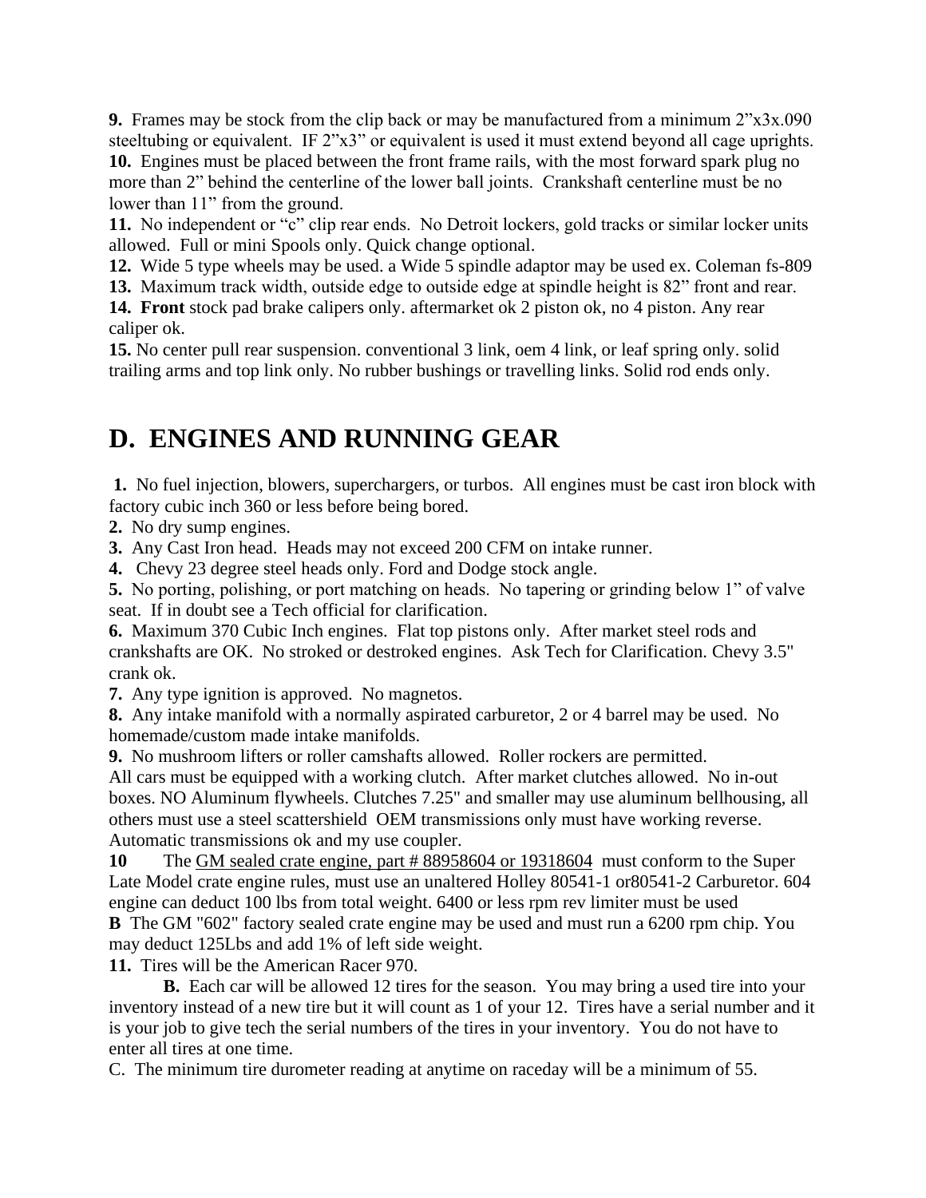**9.** Frames may be stock from the clip back or may be manufactured from a minimum 2”x3x.090 steeltubing or equivalent. IF 2”x3” or equivalent is used it must extend beyond all cage uprights.
**10.** Engines must be placed between the front frame rails, with the most forward spark plug no more than 2” behind the centerline of the lower ball joints. Crankshaft centerline must be no lower than 11” from the ground.
**11.** No independent or “c” clip rear ends. No Detroit lockers, gold tracks or similar locker units allowed. Full or mini Spools only. Quick change optional.
**12.** Wide 5 type wheels may be used. a Wide 5 spindle adaptor may be used ex. Coleman fs-809
**13.** Maximum track width, outside edge to outside edge at spindle height is 82” front and rear.
**14. Front** stock pad brake calipers only. aftermarket ok 2 piston ok, no 4 piston. Any rear caliper ok.
**15.** No center pull rear suspension. conventional 3 link, oem 4 link, or leaf spring only. solid trailing arms and top link only. No rubber bushings or travelling links. Solid rod ends only.

# D. ENGINES AND RUNNING GEAR

**1.** No fuel injection, blowers, superchargers, or turbos. All engines must be cast iron block with factory cubic inch 360 or less before being bored.
**2.** No dry sump engines.
**3.** Any Cast Iron head. Heads may not exceed 200 CFM on intake runner.
**4.** Chevy 23 degree steel heads only. Ford and Dodge stock angle.
**5.** No porting, polishing, or port matching on heads. No tapering or grinding below 1” of valve seat. If in doubt see a Tech official for clarification.
**6.** Maximum 370 Cubic Inch engines. Flat top pistons only. After market steel rods and crankshafts are OK. No stroked or destroked engines. Ask Tech for Clarification. Chevy 3.5" crank ok.
**7.** Any type ignition is approved. No magnetos.
**8.** Any intake manifold with a normally aspirated carburetor, 2 or 4 barrel may be used. No homemade/custom made intake manifolds.
**9.** No mushroom lifters or roller camshafts allowed. Roller rockers are permitted.
All cars must be equipped with a working clutch. After market clutches allowed. No in-out boxes. NO Aluminum flywheels. Clutches 7.25" and smaller may use aluminum bellhousing, all others must use a steel scattershield OEM transmissions only must have working reverse. Automatic transmissions ok and my use coupler.
**10** The <u>GM sealed crate engine, part # 88958604 or 19318604</u> must conform to the Super Late Model crate engine rules, must use an unaltered Holley 80541-1 or80541-2 Carburetor. 604 engine can deduct 100 lbs from total weight. 6400 or less rpm rev limiter must be used
**B** The GM "602" factory sealed crate engine may be used and must run a 6200 rpm chip. You may deduct 125Lbs and add 1% of left side weight.
**11.** Tires will be the American Racer 970.

**B.** Each car will be allowed 12 tires for the season. You may bring a used tire into your inventory instead of a new tire but it will count as 1 of your 12. Tires have a serial number and it is your job to give tech the serial numbers of the tires in your inventory. You do not have to enter all tires at one time.

C. The minimum tire durometer reading at anytime on raceday will be a minimum of 55.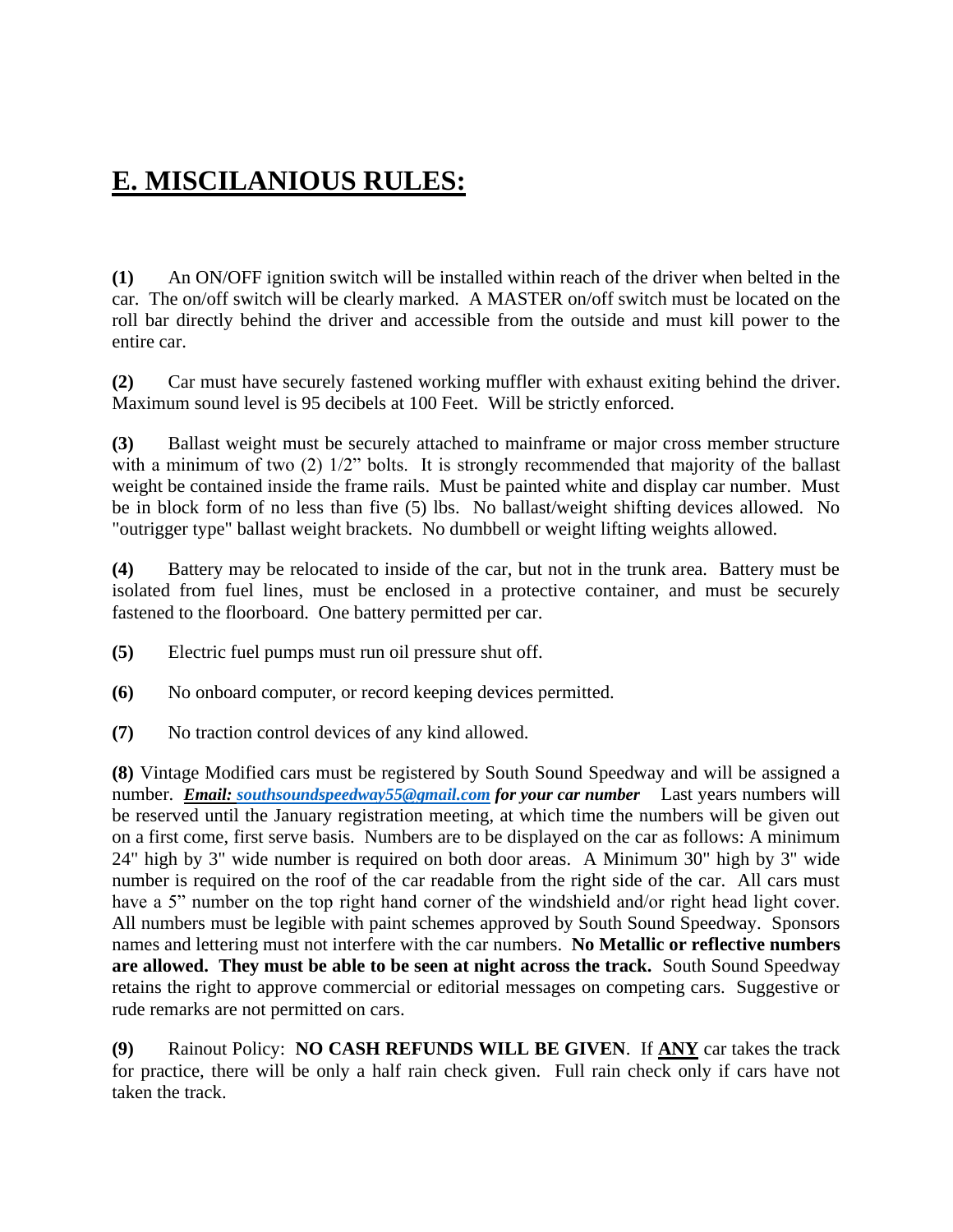# E. MISCILANIOUS RULES:

**(1)** An ON/OFF ignition switch will be installed within reach of the driver when belted in the car. The on/off switch will be clearly marked. A MASTER on/off switch must be located on the roll bar directly behind the driver and accessible from the outside and must kill power to the entire car.

**(2)** Car must have securely fastened working muffler with exhaust exiting behind the driver. Maximum sound level is 95 decibels at 100 Feet. Will be strictly enforced.

**(3)** Ballast weight must be securely attached to mainframe or major cross member structure with a minimum of two (2) 1/2" bolts. It is strongly recommended that majority of the ballast weight be contained inside the frame rails. Must be painted white and display car number. Must be in block form of no less than five (5) lbs. No ballast/weight shifting devices allowed. No "outrigger type" ballast weight brackets. No dumbbell or weight lifting weights allowed.

**(4)** Battery may be relocated to inside of the car, but not in the trunk area. Battery must be isolated from fuel lines, must be enclosed in a protective container, and must be securely fastened to the floorboard. One battery permitted per car.

**(5)** Electric fuel pumps must run oil pressure shut off.

**(6)** No onboard computer, or record keeping devices permitted.

**(7)** No traction control devices of any kind allowed.

**(8)** Vintage Modified cars must be registered by South Sound Speedway and will be assigned a number. ***Email: southsoundspeedway55@gmail.com for your car number*** Last years numbers will be reserved until the January registration meeting, at which time the numbers will be given out on a first come, first serve basis. Numbers are to be displayed on the car as follows: A minimum 24" high by 3" wide number is required on both door areas. A Minimum 30" high by 3" wide number is required on the roof of the car readable from the right side of the car. All cars must have a 5" number on the top right hand corner of the windshield and/or right head light cover. All numbers must be legible with paint schemes approved by South Sound Speedway. Sponsors names and lettering must not interfere with the car numbers. **No Metallic or reflective numbers are allowed. They must be able to be seen at night across the track.** South Sound Speedway retains the right to approve commercial or editorial messages on competing cars. Suggestive or rude remarks are not permitted on cars.

**(9)** Rainout Policy: **NO CASH REFUNDS WILL BE GIVEN**. If **ANY** car takes the track for practice, there will be only a half rain check given. Full rain check only if cars have not taken the track.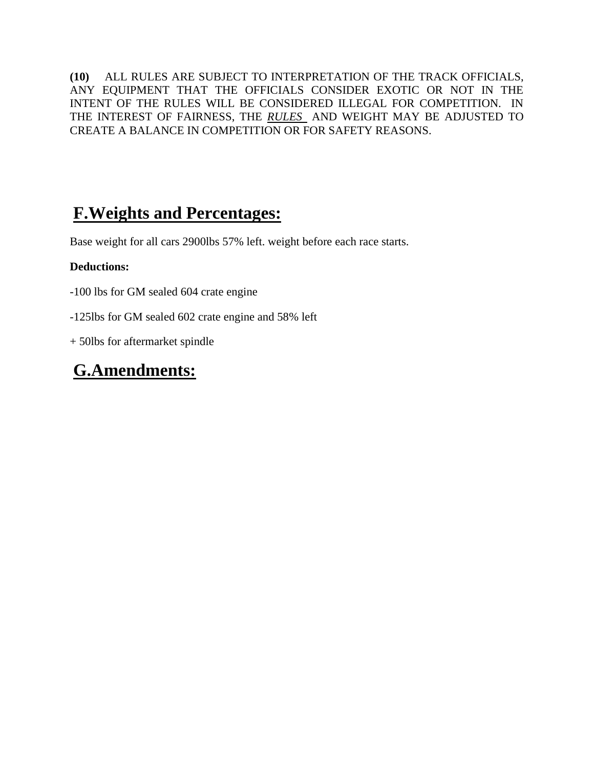**(10)** ALL RULES ARE SUBJECT TO INTERPRETATION OF THE TRACK OFFICIALS, ANY EQUIPMENT THAT THE OFFICIALS CONSIDER EXOTIC OR NOT IN THE INTENT OF THE RULES WILL BE CONSIDERED ILLEGAL FOR COMPETITION. IN THE INTEREST OF FAIRNESS, THE ***RULES*** AND WEIGHT MAY BE ADJUSTED TO CREATE A BALANCE IN COMPETITION OR FOR SAFETY REASONS.

## F.Weights and Percentages:

Base weight for all cars 2900lbs 57% left. weight before each race starts.

**Deductions:**

-100 lbs for GM sealed 604 crate engine

-125lbs for GM sealed 602 crate engine and 58% left

+ 50lbs for aftermarket spindle

## G.Amendments: